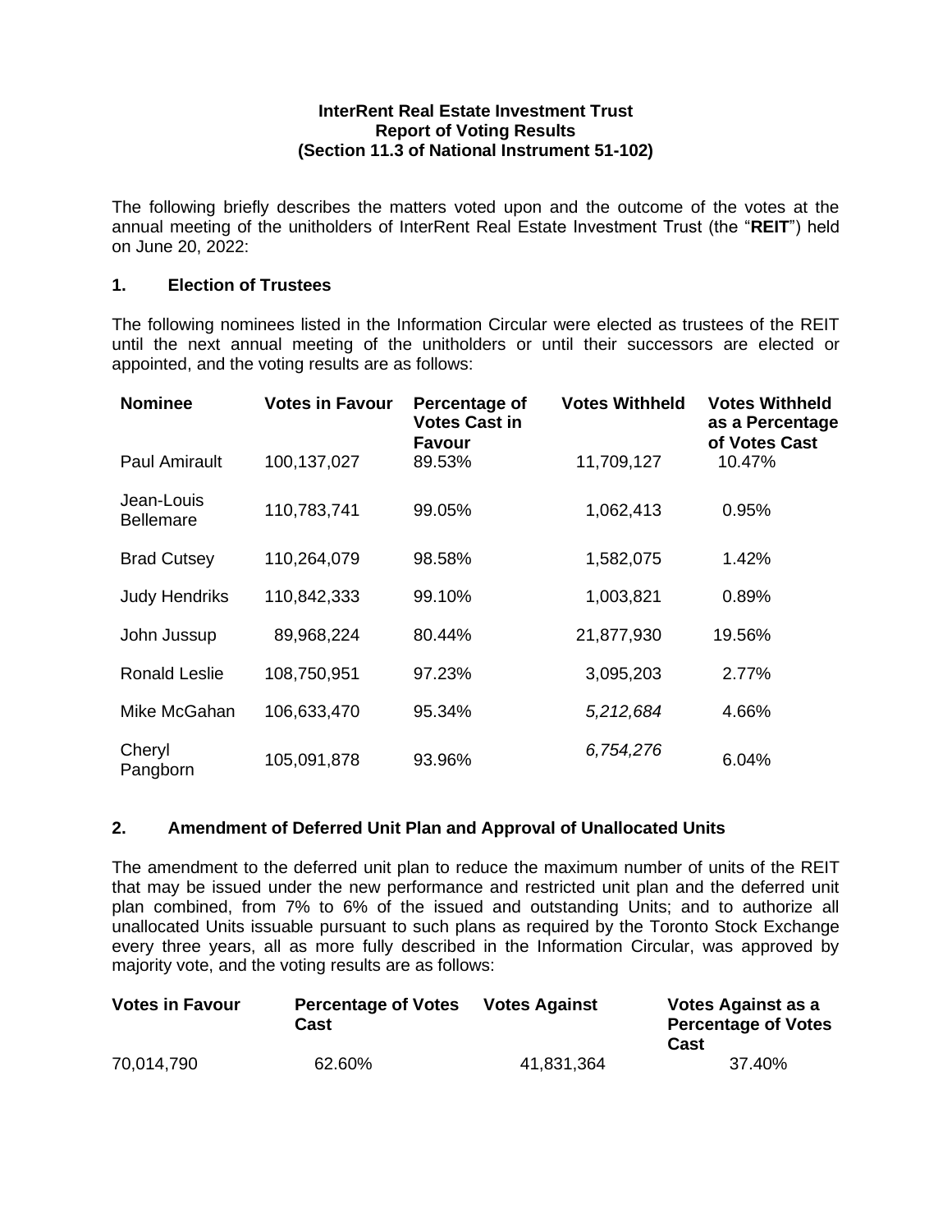**InterRent Real Estate Investment Trust**
**Report of Voting Results**
**(Section 11.3 of National Instrument 51-102)**

The following briefly describes the matters voted upon and the outcome of the votes at the annual meeting of the unitholders of InterRent Real Estate Investment Trust (the "**REIT**") held on June 20, 2022:

## 1. Election of Trustees

The following nominees listed in the Information Circular were elected as trustees of the REIT until the next annual meeting of the unitholders or until their successors are elected or appointed, and the voting results are as follows:

| Nominee | Votes in Favour | Percentage of Votes Cast in Favour | Votes Withheld | Votes Withheld as a Percentage of Votes Cast |
|---|---|---|---|---|
| Paul Amirault | 100,137,027 | 89.53% | 11,709,127 | 10.47% |
| Jean-Louis Bellemare | 110,783,741 | 99.05% | 1,062,413 | 0.95% |
| Brad Cutsey | 110,264,079 | 98.58% | 1,582,075 | 1.42% |
| Judy Hendriks | 110,842,333 | 99.10% | 1,003,821 | 0.89% |
| John Jussup | 89,968,224 | 80.44% | 21,877,930 | 19.56% |
| Ronald Leslie | 108,750,951 | 97.23% | 3,095,203 | 2.77% |
| Mike McGahan | 106,633,470 | 95.34% | *5,212,684* | 4.66% |
| Cheryl Pangborn | 105,091,878 | 93.96% | *6,754,276* | 6.04% |

## 2. Amendment of Deferred Unit Plan and Approval of Unallocated Units

The amendment to the deferred unit plan to reduce the maximum number of units of the REIT that may be issued under the new performance and restricted unit plan and the deferred unit plan combined, from 7% to 6% of the issued and outstanding Units; and to authorize all unallocated Units issuable pursuant to such plans as required by the Toronto Stock Exchange every three years, all as more fully described in the Information Circular, was approved by majority vote, and the voting results are as follows:

| Votes in Favour | Percentage of Votes Cast | Votes Against | Votes Against as a Percentage of Votes Cast |
|---|---|---|---|
| 70,014,790 | 62.60% | 41,831,364 | 37.40% |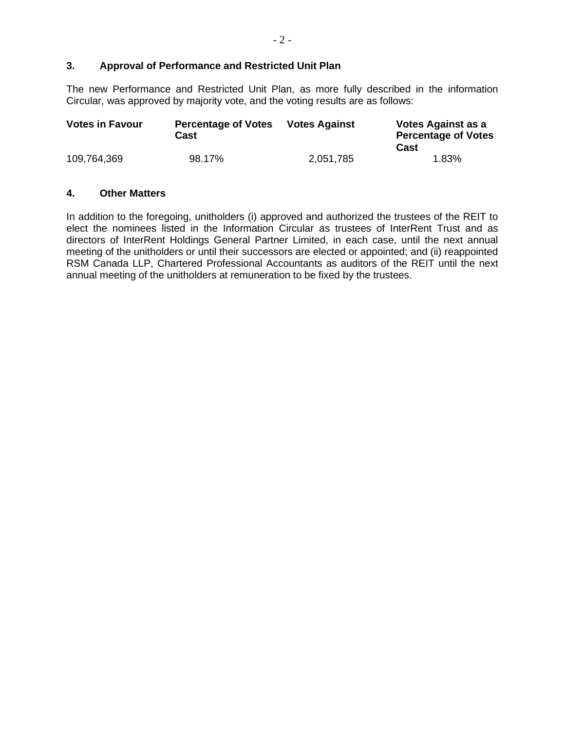### 3. Approval of Performance and Restricted Unit Plan

The new Performance and Restricted Unit Plan, as more fully described in the information Circular, was approved by majority vote, and the voting results are as follows:

| Votes in Favour | Percentage of Votes Cast | Votes Against | Votes Against as a Percentage of Votes Cast |
|---|---|---|---|
| 109,764,369 | 98.17% | 2,051,785 | 1.83% |

### 4. Other Matters

In addition to the foregoing, unitholders (i) approved and authorized the trustees of the REIT to elect the nominees listed in the Information Circular as trustees of InterRent Trust and as directors of InterRent Holdings General Partner Limited, in each case, until the next annual meeting of the unitholders or until their successors are elected or appointed; and (ii) reappointed RSM Canada LLP, Chartered Professional Accountants as auditors of the REIT until the next annual meeting of the unitholders at remuneration to be fixed by the trustees.